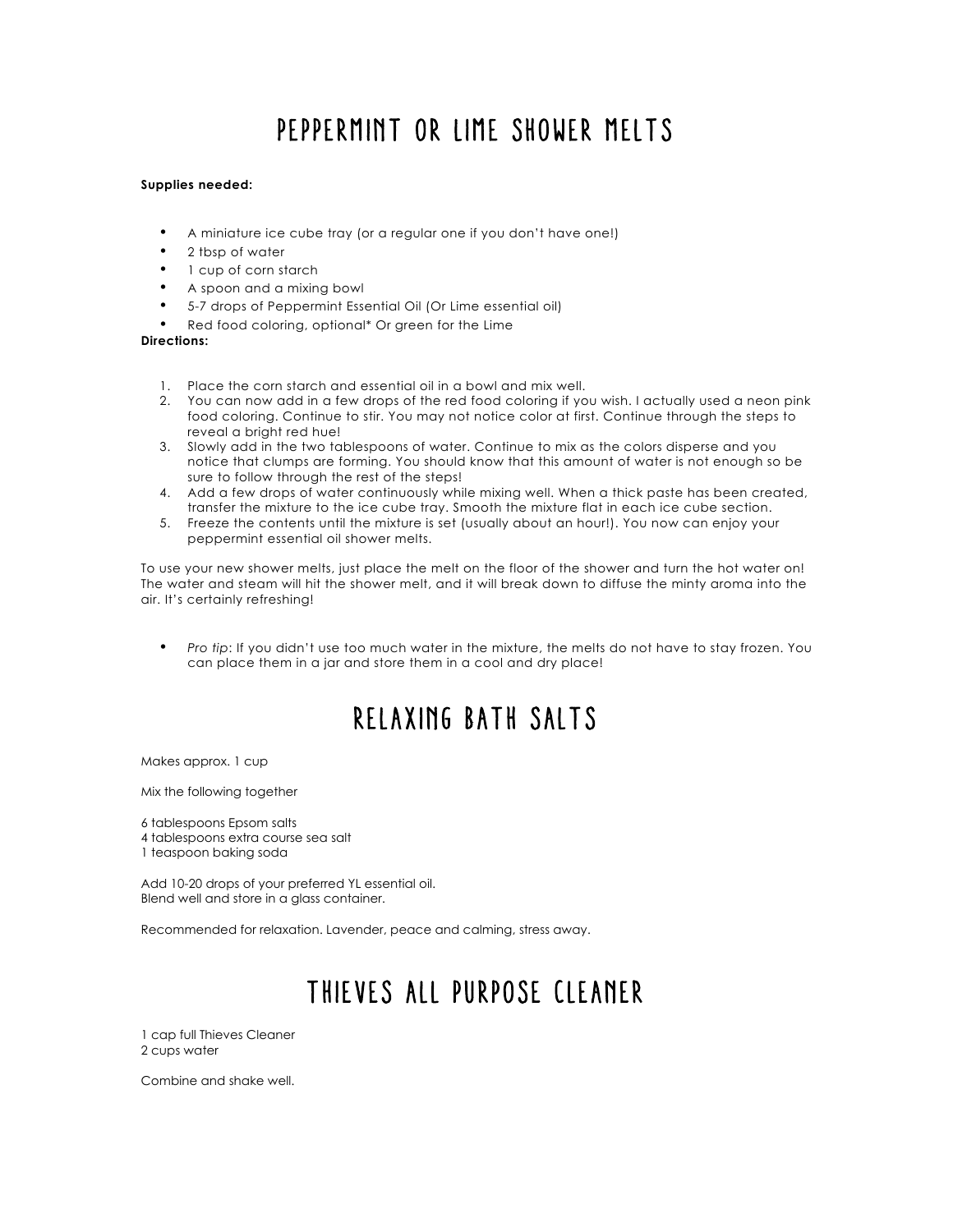# PEPPERMINT OR LIME SHOWER MELTS

**Supplies needed:**

- A miniature ice cube tray (or a regular one if you don't have one!)
- 2 tbsp of water
- 1 cup of corn starch
- A spoon and a mixing bowl
- 5-7 drops of Peppermint Essential Oil (Or Lime essential oil)
- Red food coloring, optional* Or green for the Lime

**Directions:**

1. Place the corn starch and essential oil in a bowl and mix well.
2. You can now add in a few drops of the red food coloring if you wish. I actually used a neon pink food coloring. Continue to stir. You may not notice color at first. Continue through the steps to reveal a bright red hue!
3. Slowly add in the two tablespoons of water. Continue to mix as the colors disperse and you notice that clumps are forming. You should know that this amount of water is not enough so be sure to follow through the rest of the steps!
4. Add a few drops of water continuously while mixing well. When a thick paste has been created, transfer the mixture to the ice cube tray. Smooth the mixture flat in each ice cube section.
5. Freeze the contents until the mixture is set (usually about an hour!). You now can enjoy your peppermint essential oil shower melts.

To use your new shower melts, just place the melt on the floor of the shower and turn the hot water on! The water and steam will hit the shower melt, and it will break down to diffuse the minty aroma into the air. It's certainly refreshing!

- *Pro tip*: If you didn't use too much water in the mixture, the melts do not have to stay frozen. You can place them in a jar and store them in a cool and dry place!

# RELAXING BATH SALTS

Makes approx. 1 cup

Mix the following together

6 tablespoons Epsom salts
4 tablespoons extra course sea salt
1 teaspoon baking soda

Add 10-20 drops of your preferred YL essential oil.
Blend well and store in a glass container.

Recommended for relaxation. Lavender, peace and calming, stress away.

# THIEVES ALL PURPOSE CLEANER

1 cap full Thieves Cleaner
2 cups water

Combine and shake well.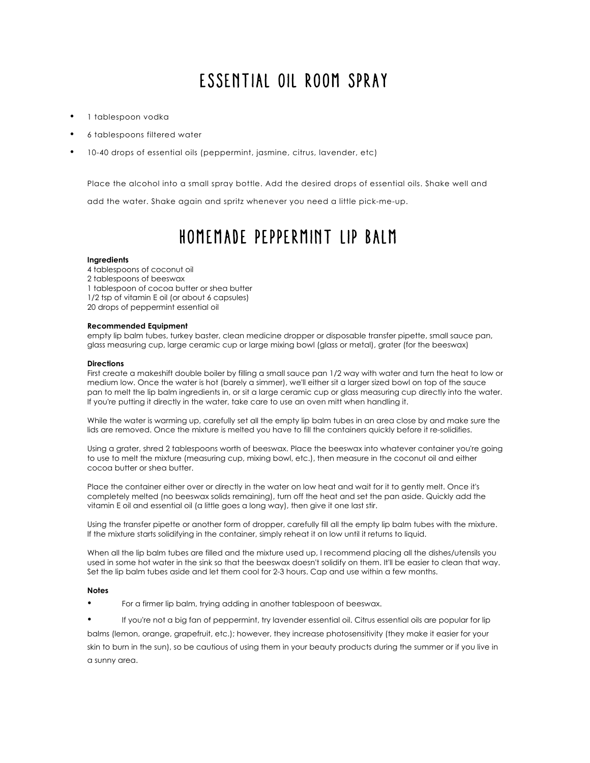# ESSENTIAL OIL ROOM SPRAY

- 1 tablespoon vodka
- 6 tablespoons filtered water
- 10-40 drops of essential oils (peppermint, jasmine, citrus, lavender, etc)

Place the alcohol into a small spray bottle. Add the desired drops of essential oils. Shake well and add the water. Shake again and spritz whenever you need a little pick-me-up.

# HOMEMADE PEPPERMINT LIP BALM

**Ingredients**

4 tablespoons of coconut oil
2 tablespoons of beeswax
1 tablespoon of cocoa butter or shea butter
1/2 tsp of vitamin E oil (or about 6 capsules)
20 drops of peppermint essential oil

**Recommended Equipment**

empty lip balm tubes, turkey baster, clean medicine dropper or disposable transfer pipette, small sauce pan, glass measuring cup, large ceramic cup or large mixing bowl (glass or metal), grater (for the beeswax)

**Directions**

First create a makeshift double boiler by filling a small sauce pan 1/2 way with water and turn the heat to low or medium low. Once the water is hot (barely a simmer), we'll either sit a larger sized bowl on top of the sauce pan to melt the lip balm ingredients in, or sit a large ceramic cup or glass measuring cup directly into the water. If you're putting it directly in the water, take care to use an oven mitt when handling it.

While the water is warming up, carefully set all the empty lip balm tubes in an area close by and make sure the lids are removed. Once the mixture is melted you have to fill the containers quickly before it re-solidifies.

Using a grater, shred 2 tablespoons worth of beeswax. Place the beeswax into whatever container you're going to use to melt the mixture (measuring cup, mixing bowl, etc.), then measure in the coconut oil and either cocoa butter or shea butter.

Place the container either over or directly in the water on low heat and wait for it to gently melt. Once it's completely melted (no beeswax solids remaining), turn off the heat and set the pan aside. Quickly add the vitamin E oil and essential oil (a little goes a long way), then give it one last stir.

Using the transfer pipette or another form of dropper, carefully fill all the empty lip balm tubes with the mixture. If the mixture starts solidifying in the container, simply reheat it on low until it returns to liquid.

When all the lip balm tubes are filled and the mixture used up, I recommend placing all the dishes/utensils you used in some hot water in the sink so that the beeswax doesn't solidify on them. It'll be easier to clean that way. Set the lip balm tubes aside and let them cool for 2-3 hours. Cap and use within a few months.

**Notes**

- For a firmer lip balm, trying adding in another tablespoon of beeswax.
- If you're not a big fan of peppermint, try lavender essential oil. Citrus essential oils are popular for lip balms (lemon, orange, grapefruit, etc.); however, they increase photosensitivity (they make it easier for your skin to burn in the sun), so be cautious of using them in your beauty products during the summer or if you live in a sunny area.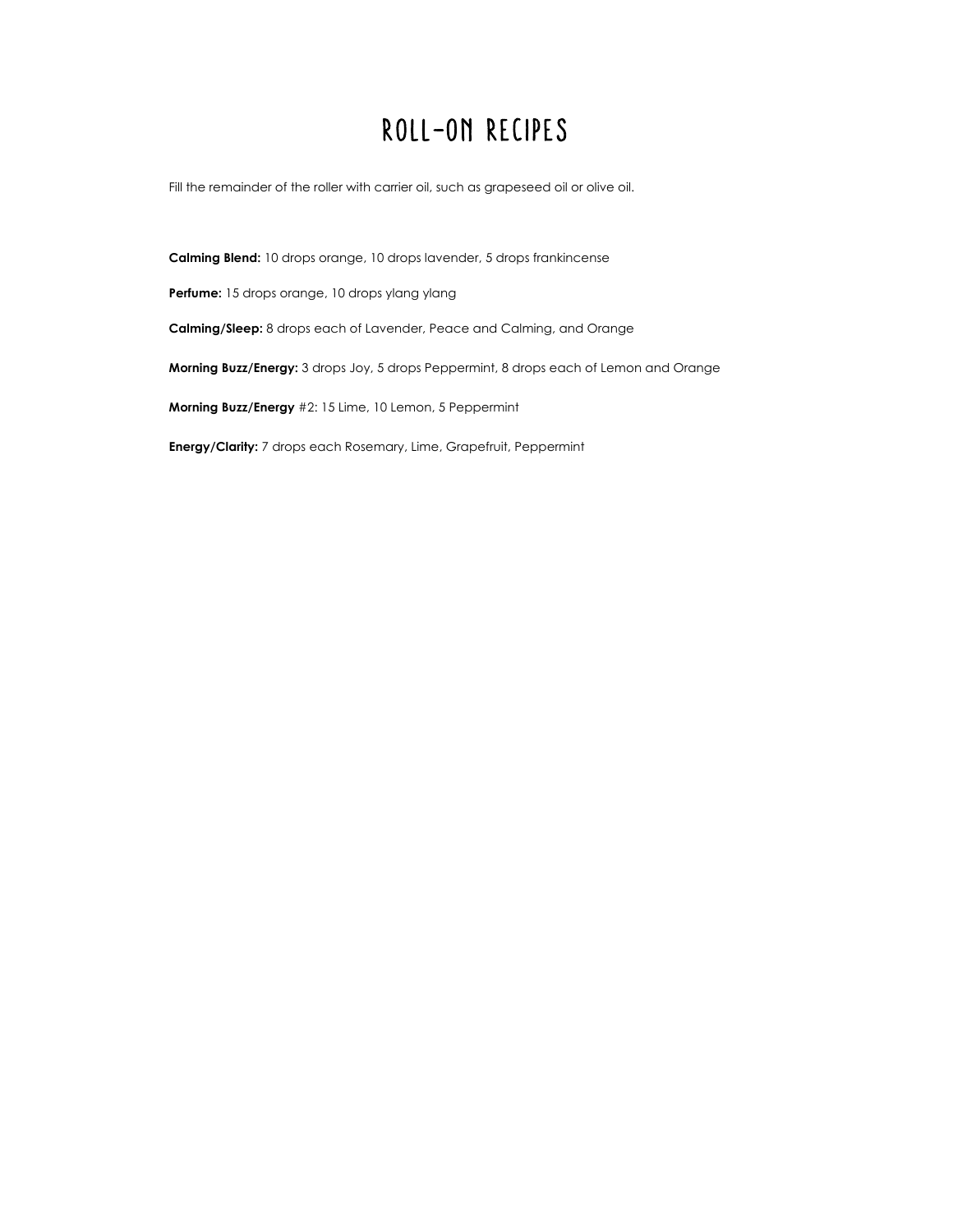# ROLL-ON RECIPES

Fill the remainder of the roller with carrier oil, such as grapeseed oil or olive oil.

**Calming Blend:** 10 drops orange, 10 drops lavender, 5 drops frankincense

**Perfume:** 15 drops orange, 10 drops ylang ylang

**Calming/Sleep:** 8 drops each of Lavender, Peace and Calming, and Orange

**Morning Buzz/Energy:** 3 drops Joy, 5 drops Peppermint, 8 drops each of Lemon and Orange

**Morning Buzz/Energy** #2: 15 Lime, 10 Lemon, 5 Peppermint

**Energy/Clarity:** 7 drops each Rosemary, Lime, Grapefruit, Peppermint